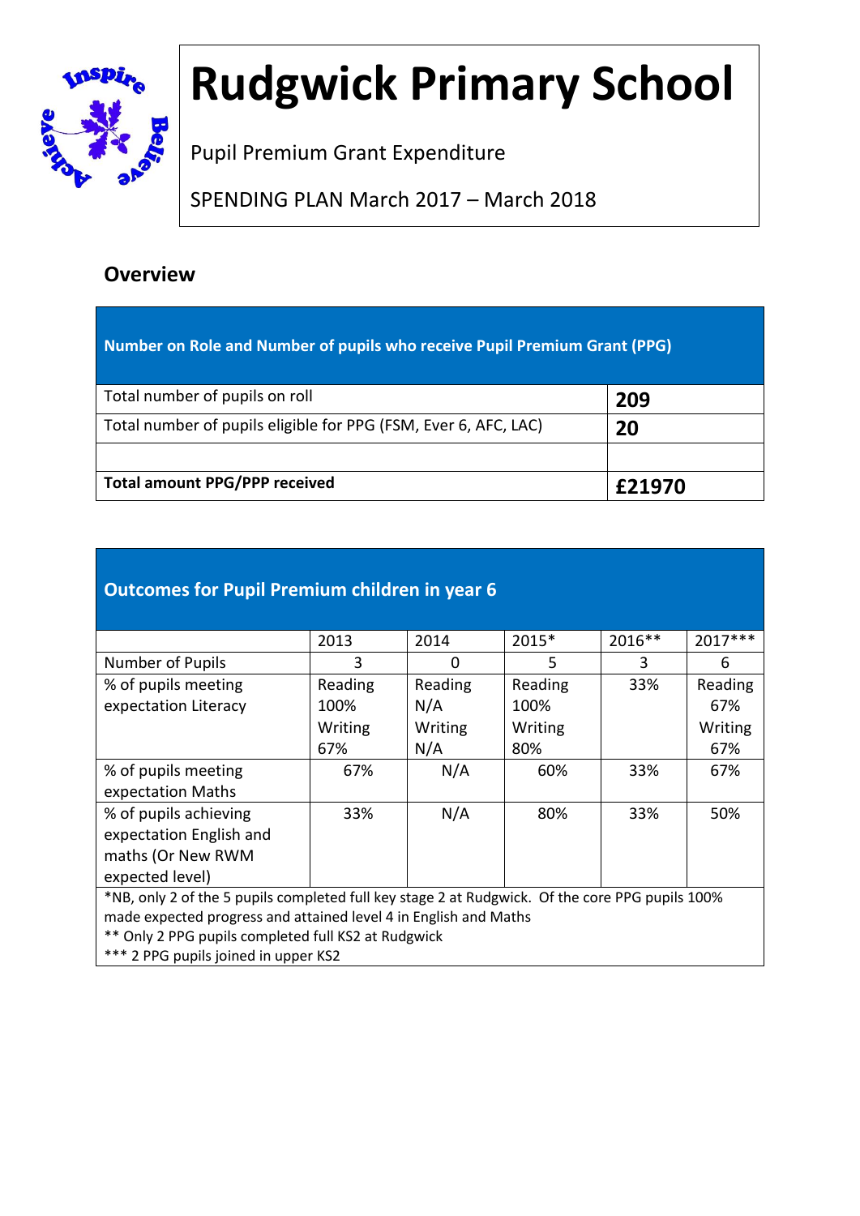# Rudgwick Primary School

Pupil Premium Grant Expenditure

SPENDING PLAN March 2017 – March 2018

## Overview

| Number on Role and Number of pupils who receive Pupil Premium Grant (PPG) | |
|---|---|
| Total number of pupils on roll | **209** |
| Total number of pupils eligible for PPG (FSM, Ever 6, AFC, LAC) | **20** |
| | |
| **Total amount PPG/PPP received** | **£21970** |

## Outcomes for Pupil Premium children in year 6

| | 2013 | 2014 | 2015* | 2016** | 2017*** |
|---|---|---|---|---|---|
| Number of Pupils | 3 | 0 | 5 | 3 | 6 |
| % of pupils meeting expectation Literacy | Reading 100% Writing 67% | Reading N/A Writing N/A | Reading 100% Writing 80% | 33% | Reading 67% Writing 67% |
| % of pupils meeting expectation Maths | 67% | N/A | 60% | 33% | 67% |
| % of pupils achieving expectation English and maths (Or New RWM expected level) | 33% | N/A | 80% | 33% | 50% |

*NB, only 2 of the 5 pupils completed full key stage 2 at Rudgwick. Of the core PPG pupils 100% made expected progress and attained level 4 in English and Maths
** Only 2 PPG pupils completed full KS2 at Rudgwick
*** 2 PPG pupils joined in upper KS2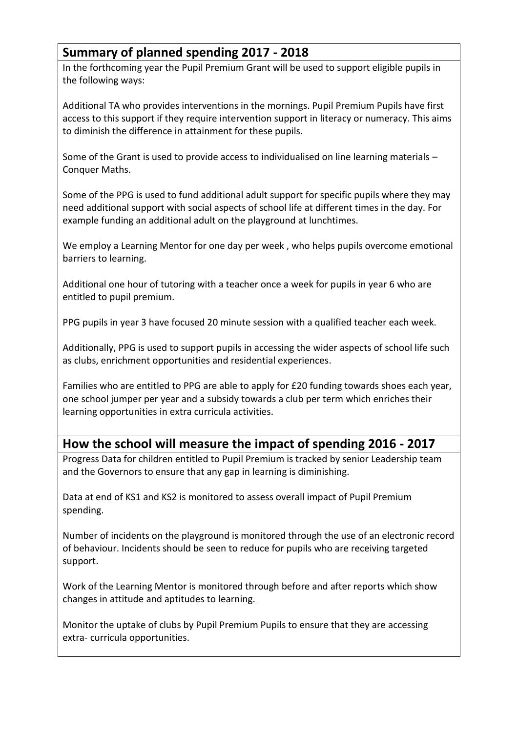## Summary of planned spending 2017 - 2018

In the forthcoming year the Pupil Premium Grant will be used to support eligible pupils in the following ways:

Additional TA who provides interventions in the mornings. Pupil Premium Pupils have first access to this support if they require intervention support in literacy or numeracy. This aims to diminish the difference in attainment for these pupils.

Some of the Grant is used to provide access to individualised on line learning materials – Conquer Maths.

Some of the PPG is used to fund additional adult support for specific pupils where they may need additional support with social aspects of school life at different times in the day. For example funding an additional adult on the playground at lunchtimes.

We employ a Learning Mentor for one day per week , who helps pupils overcome emotional barriers to learning.

Additional one hour of tutoring with a teacher once a week for pupils in year 6 who are entitled to pupil premium.

PPG pupils in year 3 have focused 20 minute session with a qualified teacher each week.

Additionally, PPG is used to support pupils in accessing the wider aspects of school life such as clubs, enrichment opportunities and residential experiences.

Families who are entitled to PPG are able to apply for £20 funding towards shoes each year, one school jumper per year and a subsidy towards a club per term which enriches their learning opportunities in extra curricula activities.

## How the school will measure the impact of spending 2016 - 2017

Progress Data for children entitled to Pupil Premium is tracked by senior Leadership team and the Governors to ensure that any gap in learning is diminishing.

Data at end of KS1 and KS2 is monitored to assess overall impact of Pupil Premium spending.

Number of incidents on the playground is monitored through the use of an electronic record of behaviour. Incidents should be seen to reduce for pupils who are receiving targeted support.

Work of the Learning Mentor is monitored through before and after reports which show changes in attitude and aptitudes to learning.

Monitor the uptake of clubs by Pupil Premium Pupils to ensure that they are accessing extra- curricula opportunities.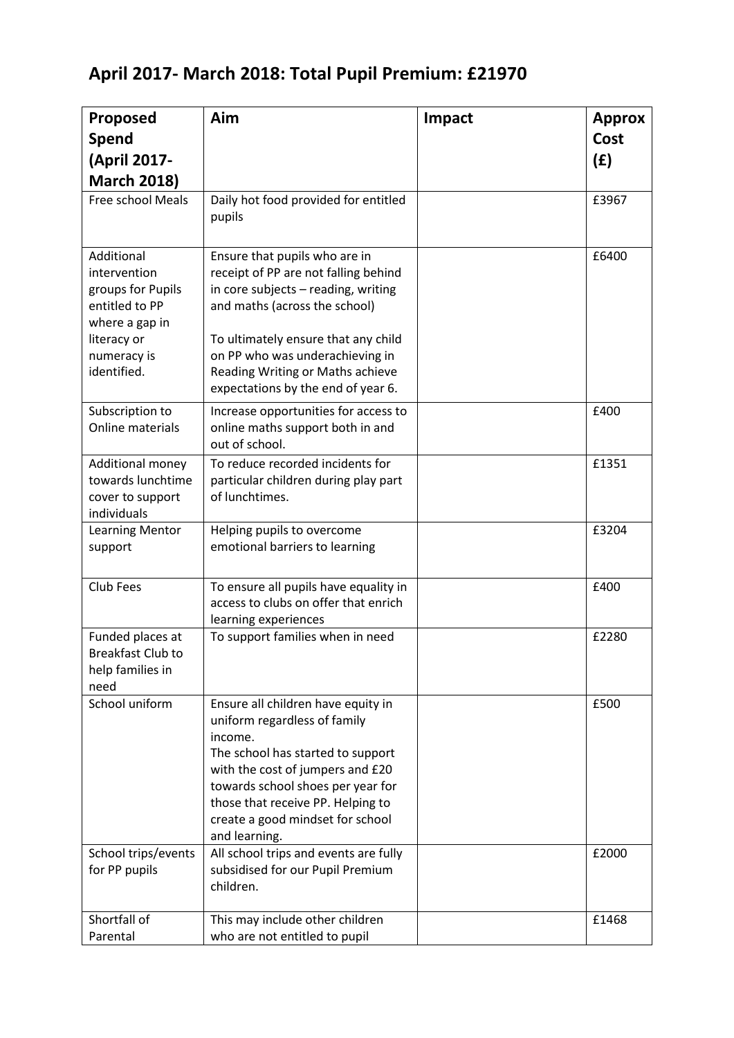# April 2017- March 2018: Total Pupil Premium: £21970

| Proposed Spend (April 2017- March 2018) | Aim | Impact | Approx Cost (£) |
|---|---|---|---|
| Free school Meals | Daily hot food provided for entitled pupils | | £3967 |
| Additional intervention groups for Pupils entitled to PP where a gap in literacy or numeracy is identified. | Ensure that pupils who are in receipt of PP are not falling behind in core subjects – reading, writing and maths (across the school)<br><br>To ultimately ensure that any child on PP who was underachieving in Reading Writing or Maths achieve expectations by the end of year 6. | | £6400 |
| Subscription to Online materials | Increase opportunities for access to online maths support both in and out of school. | | £400 |
| Additional money towards lunchtime cover to support individuals | To reduce recorded incidents for particular children during play part of lunchtimes. | | £1351 |
| Learning Mentor support | Helping pupils to overcome emotional barriers to learning | | £3204 |
| Club Fees | To ensure all pupils have equality in access to clubs on offer that enrich learning experiences | | £400 |
| Funded places at Breakfast Club to help families in need | To support families when in need | | £2280 |
| School uniform | Ensure all children have equity in uniform regardless of family income.<br>The school has started to support with the cost of jumpers and £20 towards school shoes per year for those that receive PP. Helping to create a good mindset for school and learning. | | £500 |
| School trips/events for PP pupils | All school trips and events are fully subsidised for our Pupil Premium children. | | £2000 |
| Shortfall of Parental | This may include other children who are not entitled to pupil | | £1468 |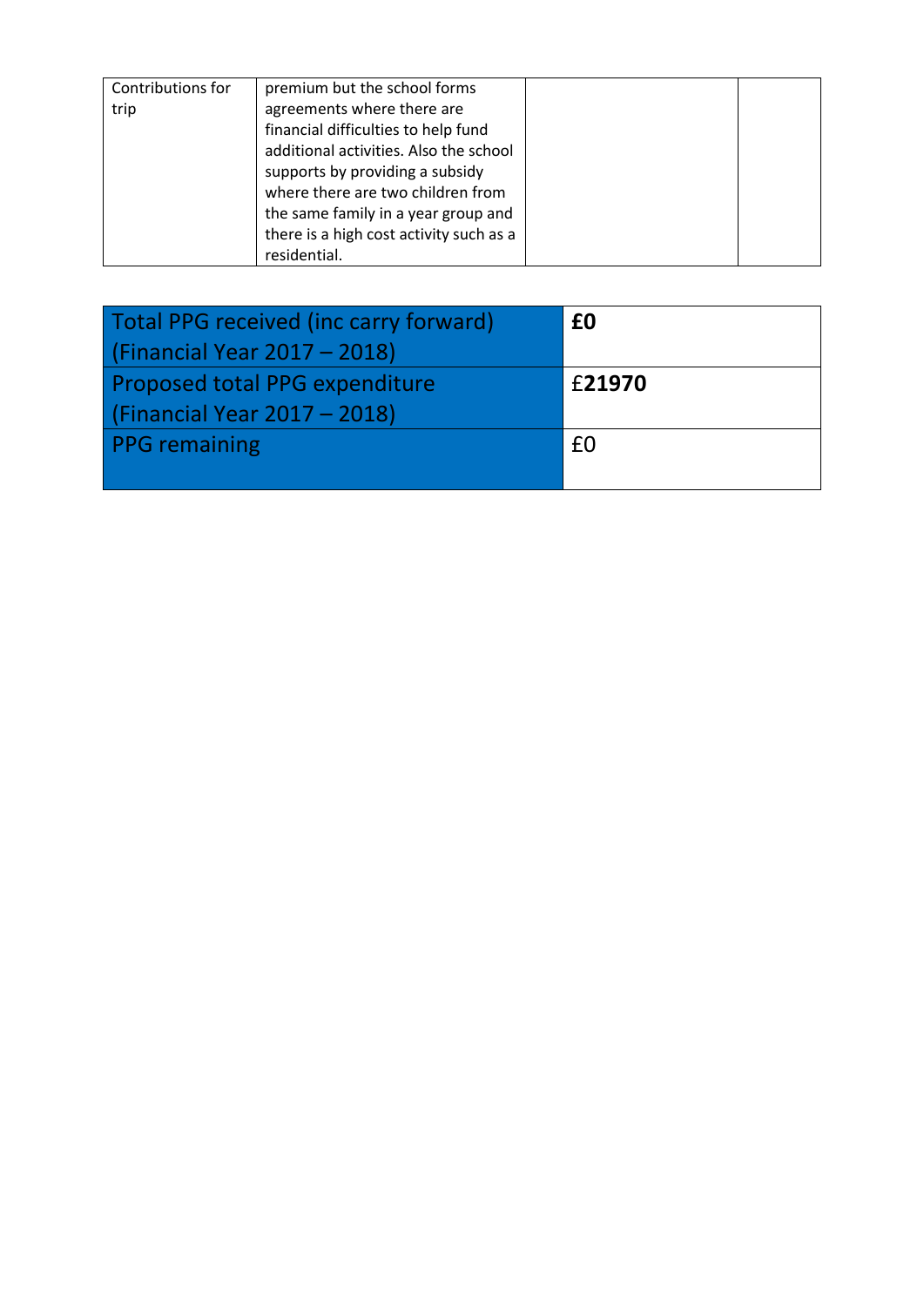| | | | |
|---|---|---|---|
| Contributions for trip | premium but the school forms agreements where there are financial difficulties to help fund additional activities. Also the school supports by providing a subsidy where there are two children from the same family in a year group and there is a high cost activity such as a residential. | | |

| | |
|---|---|
| Total PPG received (inc carry forward) (Financial Year 2017 – 2018) | **£0** |
| Proposed total PPG expenditure (Financial Year 2017 – 2018) | £**21970** |
| PPG remaining | £0 |